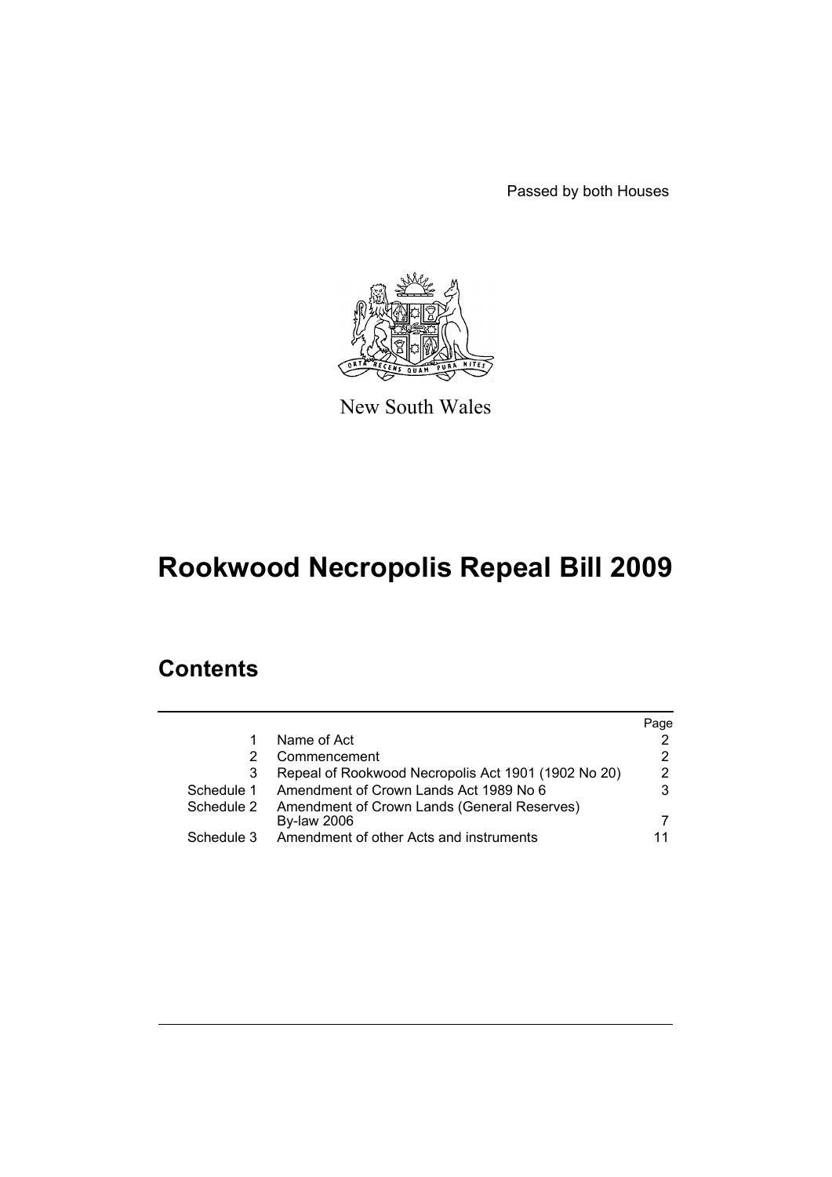Passed by both Houses

New South Wales

# Rookwood Necropolis Repeal Bill 2009

## Contents

| | | Page |
|---|---|---|
| 1 | Name of Act | 2 |
| 2 | Commencement | 2 |
| 3 | Repeal of Rookwood Necropolis Act 1901 (1902 No 20) | 2 |
| Schedule 1 | Amendment of Crown Lands Act 1989 No 6 | 3 |
| Schedule 2 | Amendment of Crown Lands (General Reserves) By-law 2006 | 7 |
| Schedule 3 | Amendment of other Acts and instruments | 11 |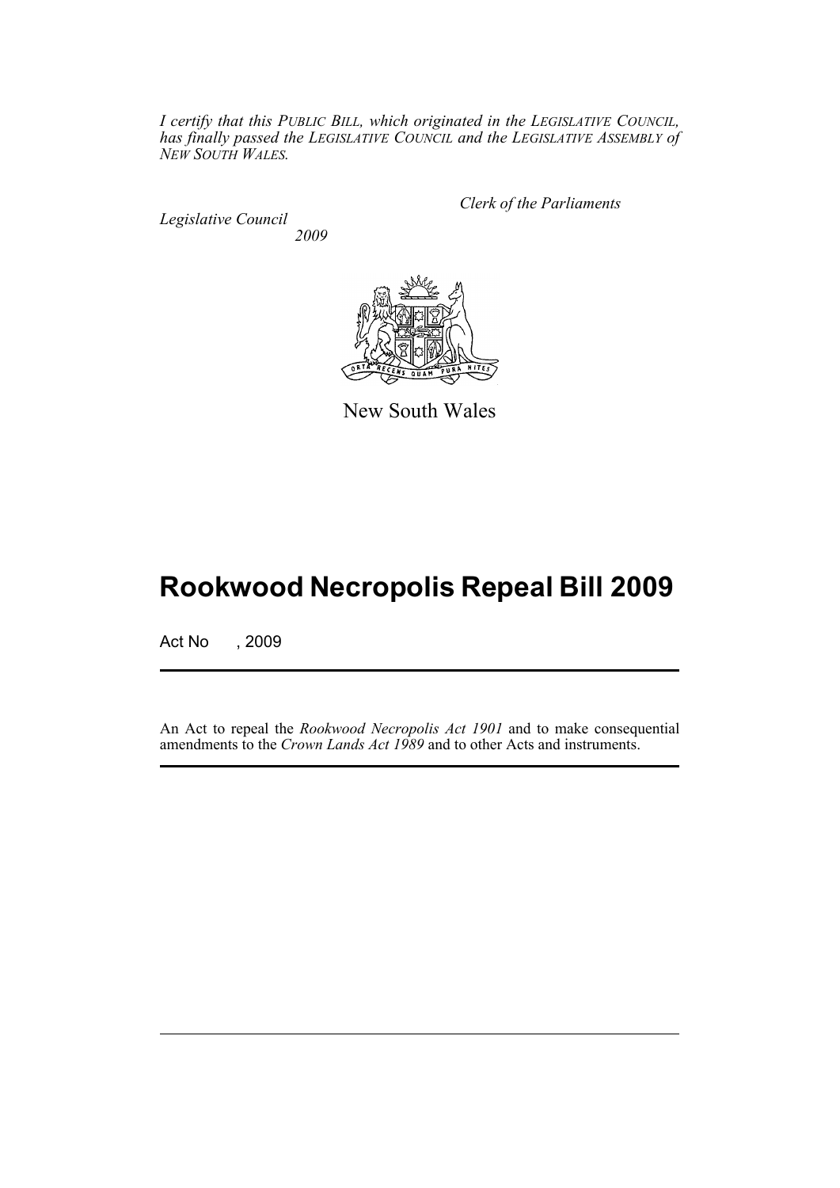*I certify that this PUBLIC BILL, which originated in the LEGISLATIVE COUNCIL, has finally passed the LEGISLATIVE COUNCIL and the LEGISLATIVE ASSEMBLY of NEW SOUTH WALES.*

*Clerk of the Parliaments*

*Legislative Council*
*2009*

New South Wales

# Rookwood Necropolis Repeal Bill 2009

Act No , 2009

An Act to repeal the *Rookwood Necropolis Act 1901* and to make consequential amendments to the *Crown Lands Act 1989* and to other Acts and instruments.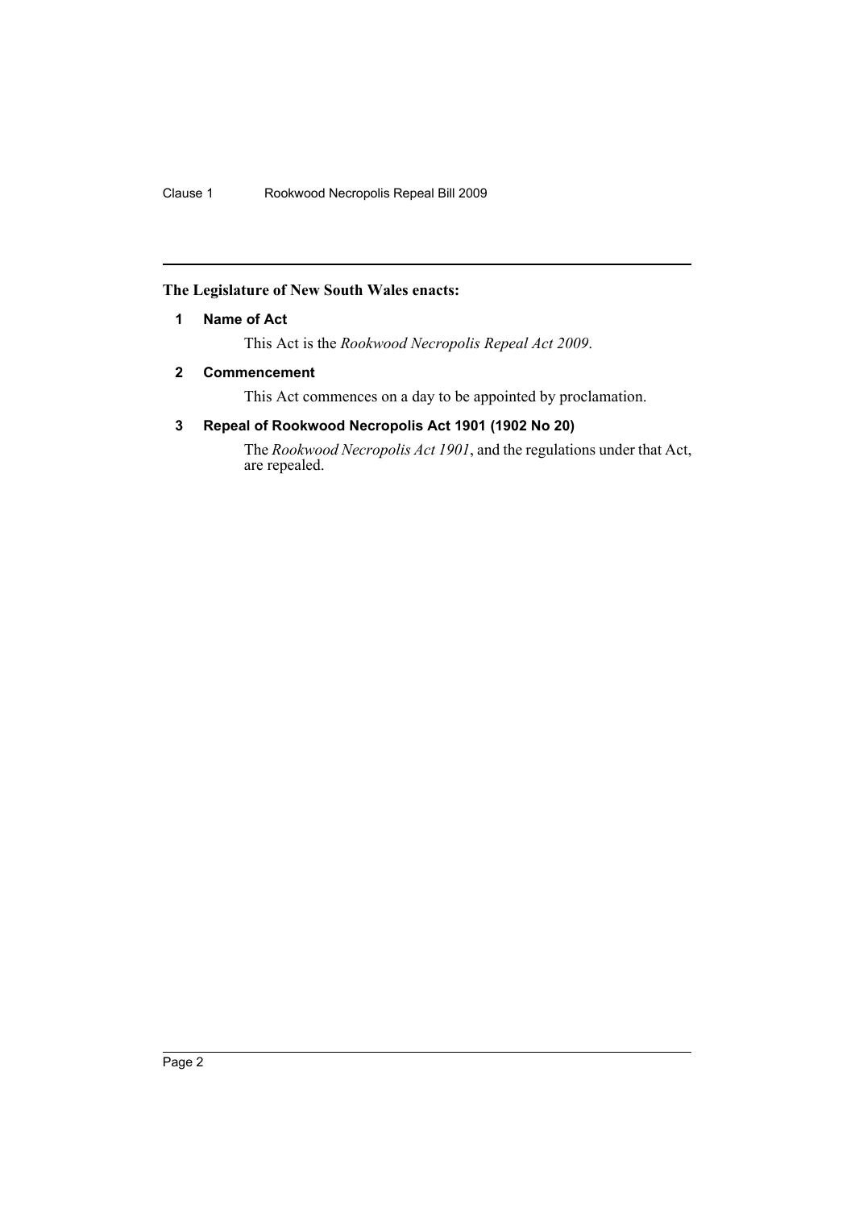**The Legislature of New South Wales enacts:**

### 1 Name of Act

This Act is the *Rookwood Necropolis Repeal Act 2009*.

### 2 Commencement

This Act commences on a day to be appointed by proclamation.

### 3 Repeal of Rookwood Necropolis Act 1901 (1902 No 20)

The *Rookwood Necropolis Act 1901*, and the regulations under that Act, are repealed.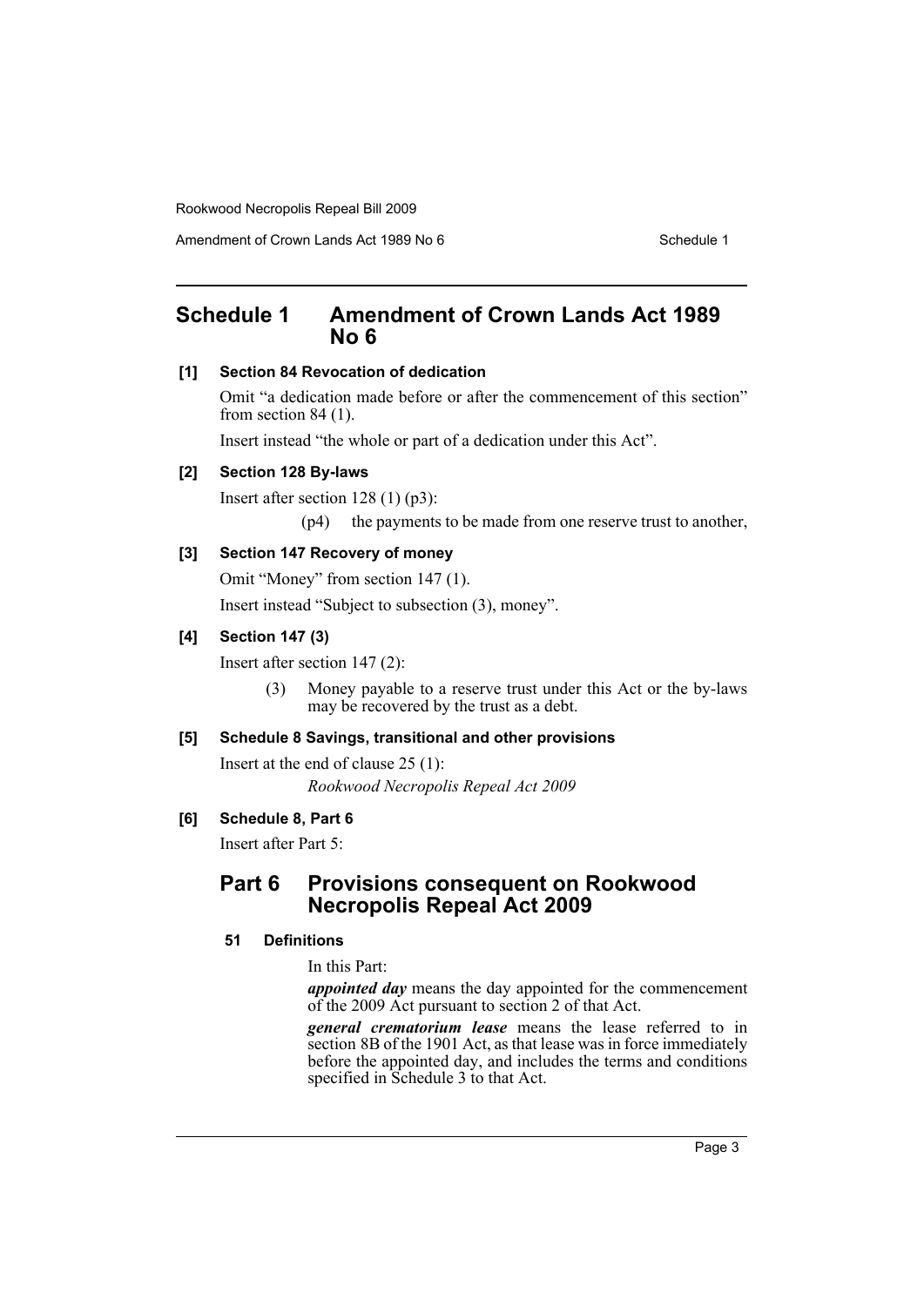# Schedule 1 Amendment of Crown Lands Act 1989 No 6

**[1] Section 84 Revocation of dedication**

Omit "a dedication made before or after the commencement of this section" from section 84 (1).

Insert instead "the whole or part of a dedication under this Act".

**[2] Section 128 By-laws**

Insert after section 128 (1) (p3):

(p4) the payments to be made from one reserve trust to another,

**[3] Section 147 Recovery of money**

Omit "Money" from section 147 (1).

Insert instead "Subject to subsection (3), money".

**[4] Section 147 (3)**

Insert after section 147 (2):

(3) Money payable to a reserve trust under this Act or the by-laws may be recovered by the trust as a debt.

**[5] Schedule 8 Savings, transitional and other provisions**

Insert at the end of clause 25 (1):

*Rookwood Necropolis Repeal Act 2009*

**[6] Schedule 8, Part 6**

Insert after Part 5:

## Part 6 Provisions consequent on Rookwood Necropolis Repeal Act 2009

**51 Definitions**

In this Part:

***appointed day*** means the day appointed for the commencement of the 2009 Act pursuant to section 2 of that Act.

***general crematorium lease*** means the lease referred to in section 8B of the 1901 Act, as that lease was in force immediately before the appointed day, and includes the terms and conditions specified in Schedule 3 to that Act.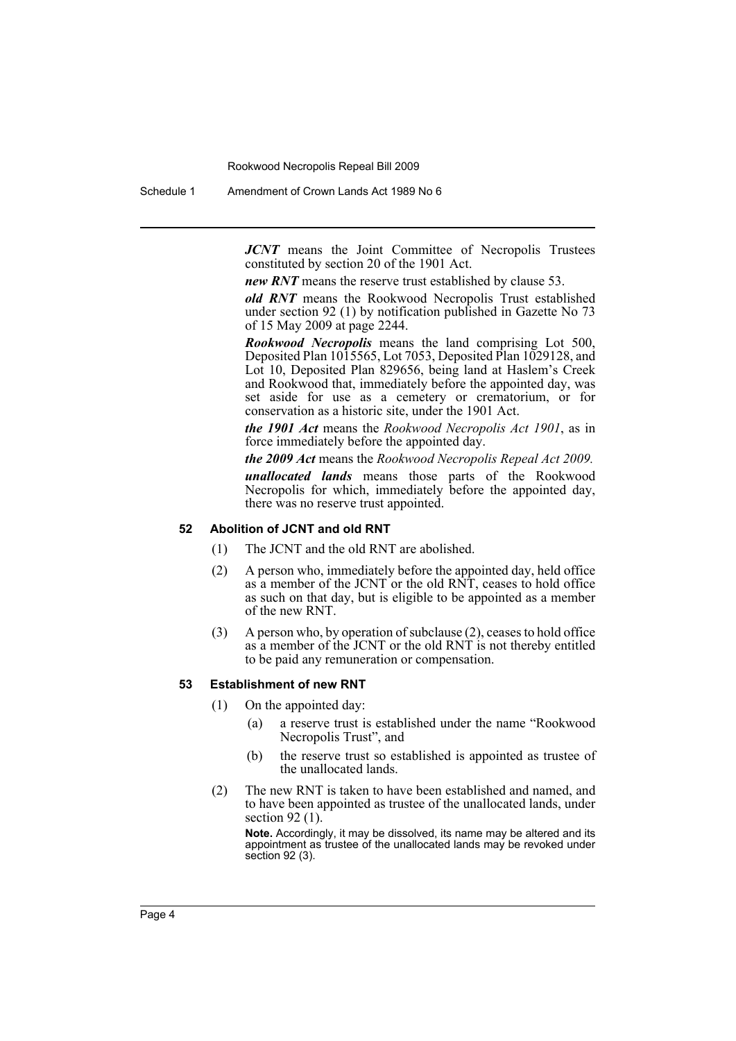***JCNT*** means the Joint Committee of Necropolis Trustees constituted by section 20 of the 1901 Act.

***new RNT*** means the reserve trust established by clause 53.

***old RNT*** means the Rookwood Necropolis Trust established under section 92 (1) by notification published in Gazette No 73 of 15 May 2009 at page 2244.

***Rookwood Necropolis*** means the land comprising Lot 500, Deposited Plan 1015565, Lot 7053, Deposited Plan 1029128, and Lot 10, Deposited Plan 829656, being land at Haslem's Creek and Rookwood that, immediately before the appointed day, was set aside for use as a cemetery or crematorium, or for conservation as a historic site, under the 1901 Act.

***the 1901 Act*** means the *Rookwood Necropolis Act 1901*, as in force immediately before the appointed day.

***the 2009 Act*** means the *Rookwood Necropolis Repeal Act 2009.*

***unallocated lands*** means those parts of the Rookwood Necropolis for which, immediately before the appointed day, there was no reserve trust appointed.

### 52 Abolition of JCNT and old RNT

(1) The JCNT and the old RNT are abolished.

(2) A person who, immediately before the appointed day, held office as a member of the JCNT or the old RNT, ceases to hold office as such on that day, but is eligible to be appointed as a member of the new RNT.

(3) A person who, by operation of subclause (2), ceases to hold office as a member of the JCNT or the old RNT is not thereby entitled to be paid any remuneration or compensation.

### 53 Establishment of new RNT

(1) On the appointed day:

- (a) a reserve trust is established under the name "Rookwood Necropolis Trust", and
- (b) the reserve trust so established is appointed as trustee of the unallocated lands.

(2) The new RNT is taken to have been established and named, and to have been appointed as trustee of the unallocated lands, under section 92 (1).

**Note.** Accordingly, it may be dissolved, its name may be altered and its appointment as trustee of the unallocated lands may be revoked under section 92 (3).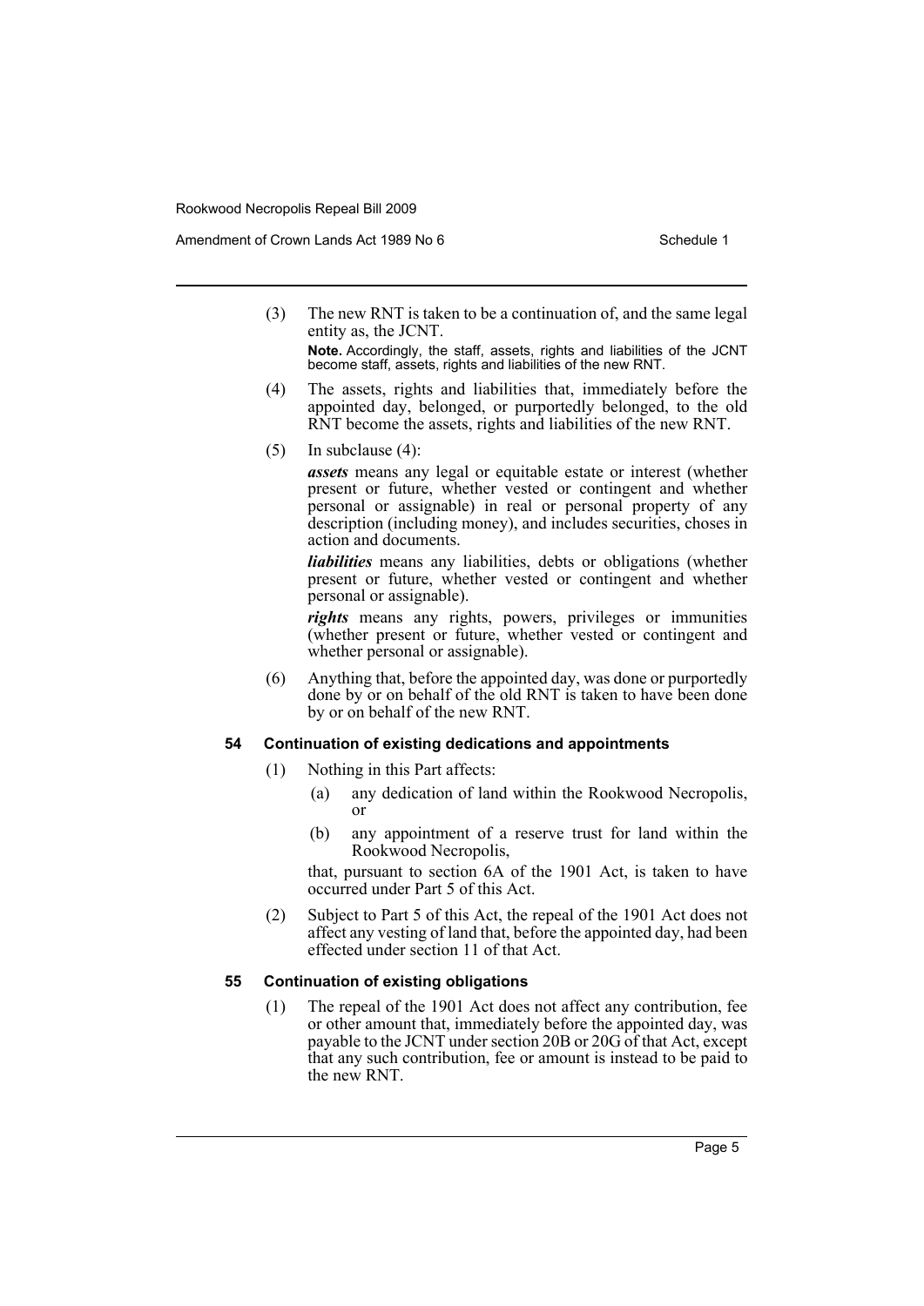(3) The new RNT is taken to be a continuation of, and the same legal entity as, the JCNT.

**Note.** Accordingly, the staff, assets, rights and liabilities of the JCNT become staff, assets, rights and liabilities of the new RNT.

(4) The assets, rights and liabilities that, immediately before the appointed day, belonged, or purportedly belonged, to the old RNT become the assets, rights and liabilities of the new RNT.

(5) In subclause (4):

***assets*** means any legal or equitable estate or interest (whether present or future, whether vested or contingent and whether personal or assignable) in real or personal property of any description (including money), and includes securities, choses in action and documents.

***liabilities*** means any liabilities, debts or obligations (whether present or future, whether vested or contingent and whether personal or assignable).

***rights*** means any rights, powers, privileges or immunities (whether present or future, whether vested or contingent and whether personal or assignable).

(6) Anything that, before the appointed day, was done or purportedly done by or on behalf of the old RNT is taken to have been done by or on behalf of the new RNT.

### 54 Continuation of existing dedications and appointments

(1) Nothing in this Part affects:

(a) any dedication of land within the Rookwood Necropolis, or

(b) any appointment of a reserve trust for land within the Rookwood Necropolis,

that, pursuant to section 6A of the 1901 Act, is taken to have occurred under Part 5 of this Act.

(2) Subject to Part 5 of this Act, the repeal of the 1901 Act does not affect any vesting of land that, before the appointed day, had been effected under section 11 of that Act.

### 55 Continuation of existing obligations

(1) The repeal of the 1901 Act does not affect any contribution, fee or other amount that, immediately before the appointed day, was payable to the JCNT under section 20B or 20G of that Act, except that any such contribution, fee or amount is instead to be paid to the new RNT.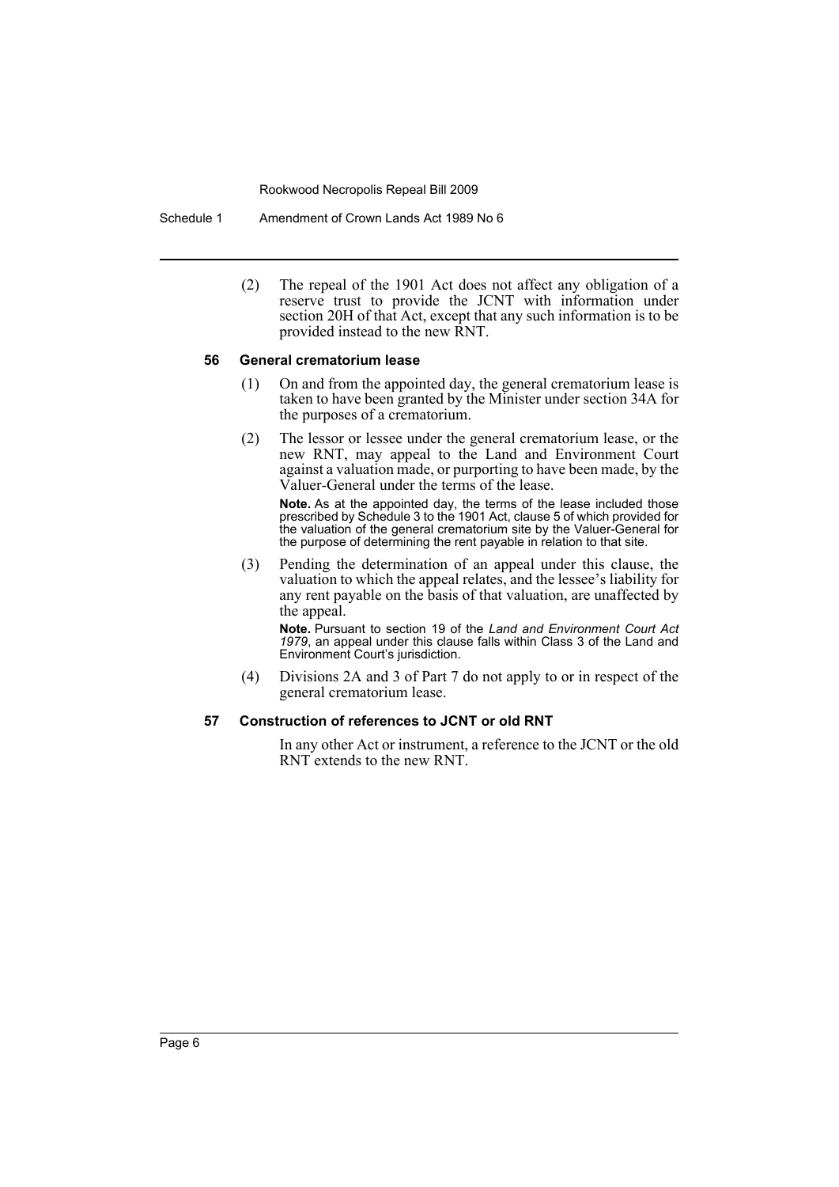(2) The repeal of the 1901 Act does not affect any obligation of a reserve trust to provide the JCNT with information under section 20H of that Act, except that any such information is to be provided instead to the new RNT.

#### 56 General crematorium lease

(1) On and from the appointed day, the general crematorium lease is taken to have been granted by the Minister under section 34A for the purposes of a crematorium.

(2) The lessor or lessee under the general crematorium lease, or the new RNT, may appeal to the Land and Environment Court against a valuation made, or purporting to have been made, by the Valuer-General under the terms of the lease.

**Note.** As at the appointed day, the terms of the lease included those prescribed by Schedule 3 to the 1901 Act, clause 5 of which provided for the valuation of the general crematorium site by the Valuer-General for the purpose of determining the rent payable in relation to that site.

(3) Pending the determination of an appeal under this clause, the valuation to which the appeal relates, and the lessee's liability for any rent payable on the basis of that valuation, are unaffected by the appeal.

**Note.** Pursuant to section 19 of the *Land and Environment Court Act 1979*, an appeal under this clause falls within Class 3 of the Land and Environment Court's jurisdiction.

(4) Divisions 2A and 3 of Part 7 do not apply to or in respect of the general crematorium lease.

#### 57 Construction of references to JCNT or old RNT

In any other Act or instrument, a reference to the JCNT or the old RNT extends to the new RNT.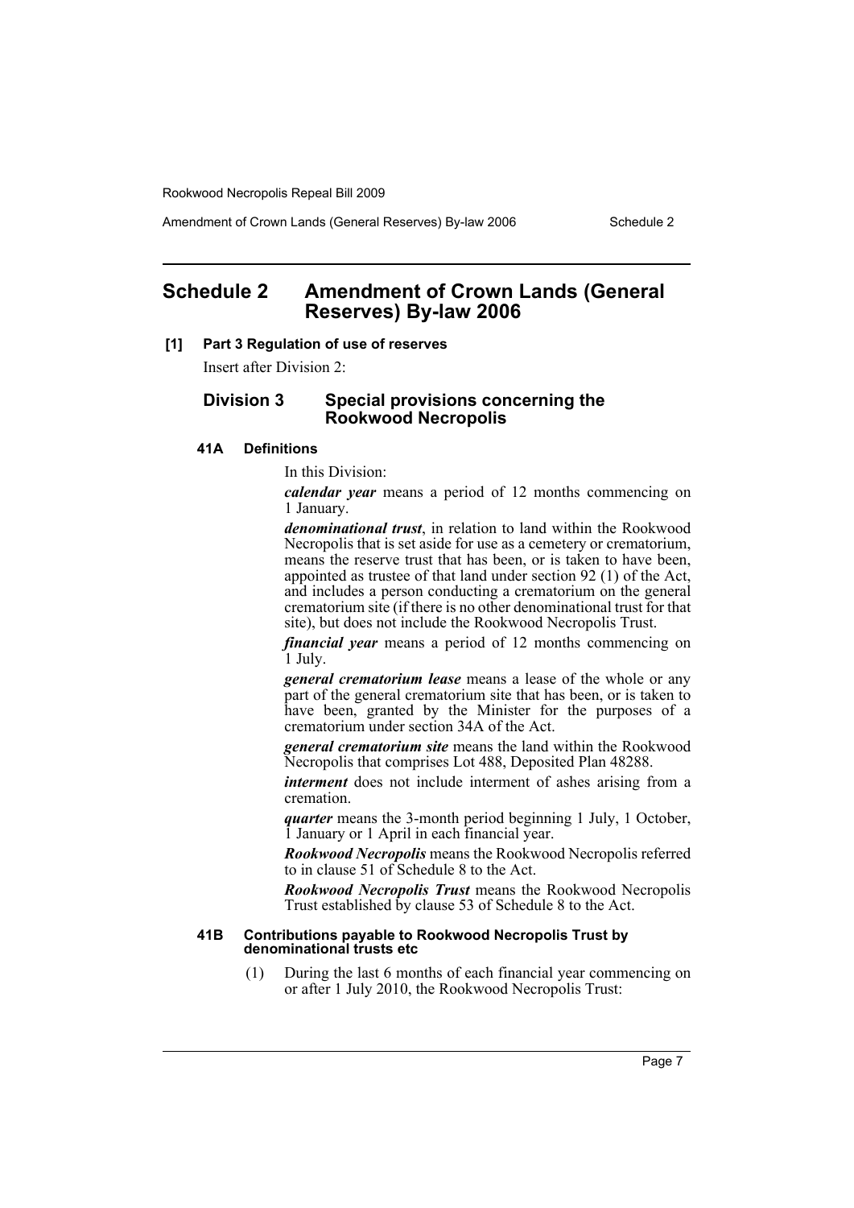# Schedule 2 Amendment of Crown Lands (General Reserves) By-law 2006

**[1] Part 3 Regulation of use of reserves**

Insert after Division 2:

## Division 3 Special provisions concerning the Rookwood Necropolis

### 41A Definitions

In this Division:

***calendar year*** means a period of 12 months commencing on 1 January.

***denominational trust***, in relation to land within the Rookwood Necropolis that is set aside for use as a cemetery or crematorium, means the reserve trust that has been, or is taken to have been, appointed as trustee of that land under section 92 (1) of the Act, and includes a person conducting a crematorium on the general crematorium site (if there is no other denominational trust for that site), but does not include the Rookwood Necropolis Trust.

***financial year*** means a period of 12 months commencing on 1 July.

***general crematorium lease*** means a lease of the whole or any part of the general crematorium site that has been, or is taken to have been, granted by the Minister for the purposes of a crematorium under section 34A of the Act.

***general crematorium site*** means the land within the Rookwood Necropolis that comprises Lot 488, Deposited Plan 48288.

***interment*** does not include interment of ashes arising from a cremation.

***quarter*** means the 3-month period beginning 1 July, 1 October, 1 January or 1 April in each financial year.

***Rookwood Necropolis*** means the Rookwood Necropolis referred to in clause 51 of Schedule 8 to the Act.

***Rookwood Necropolis Trust*** means the Rookwood Necropolis Trust established by clause 53 of Schedule 8 to the Act.

### 41B Contributions payable to Rookwood Necropolis Trust by denominational trusts etc

(1) During the last 6 months of each financial year commencing on or after 1 July 2010, the Rookwood Necropolis Trust: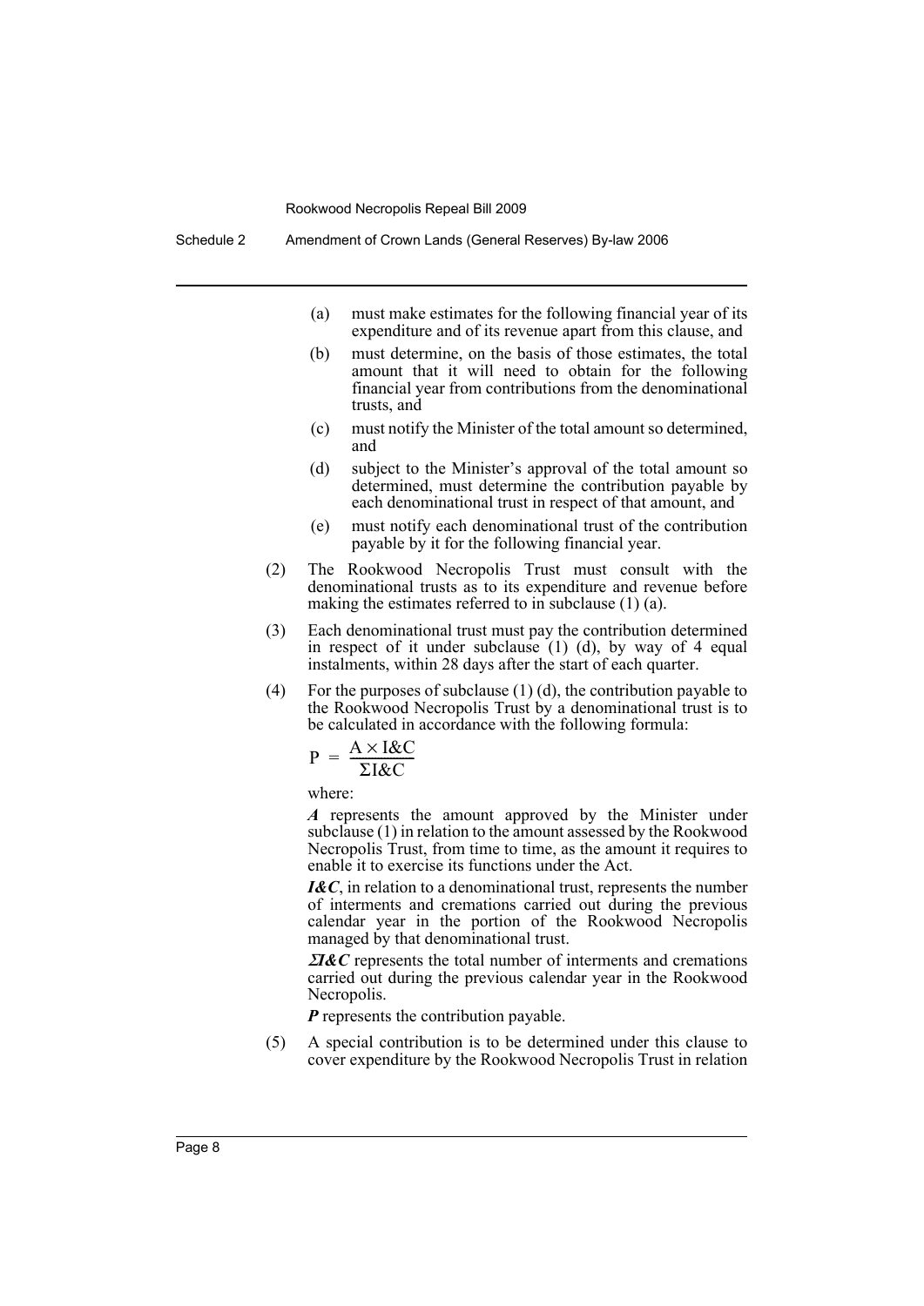(a) must make estimates for the following financial year of its expenditure and of its revenue apart from this clause, and

(b) must determine, on the basis of those estimates, the total amount that it will need to obtain for the following financial year from contributions from the denominational trusts, and

(c) must notify the Minister of the total amount so determined, and

(d) subject to the Minister's approval of the total amount so determined, must determine the contribution payable by each denominational trust in respect of that amount, and

(e) must notify each denominational trust of the contribution payable by it for the following financial year.

(2) The Rookwood Necropolis Trust must consult with the denominational trusts as to its expenditure and revenue before making the estimates referred to in subclause (1) (a).

(3) Each denominational trust must pay the contribution determined in respect of it under subclause (1) (d), by way of 4 equal instalments, within 28 days after the start of each quarter.

(4) For the purposes of subclause (1) (d), the contribution payable to the Rookwood Necropolis Trust by a denominational trust is to be calculated in accordance with the following formula:

$$P = \frac{A \times I\&C}{\Sigma I\&C}$$

where:

***A*** represents the amount approved by the Minister under subclause (1) in relation to the amount assessed by the Rookwood Necropolis Trust, from time to time, as the amount it requires to enable it to exercise its functions under the Act.

***I&C***, in relation to a denominational trust, represents the number of interments and cremations carried out during the previous calendar year in the portion of the Rookwood Necropolis managed by that denominational trust.

***ΣI&C*** represents the total number of interments and cremations carried out during the previous calendar year in the Rookwood Necropolis.

***P*** represents the contribution payable.

(5) A special contribution is to be determined under this clause to cover expenditure by the Rookwood Necropolis Trust in relation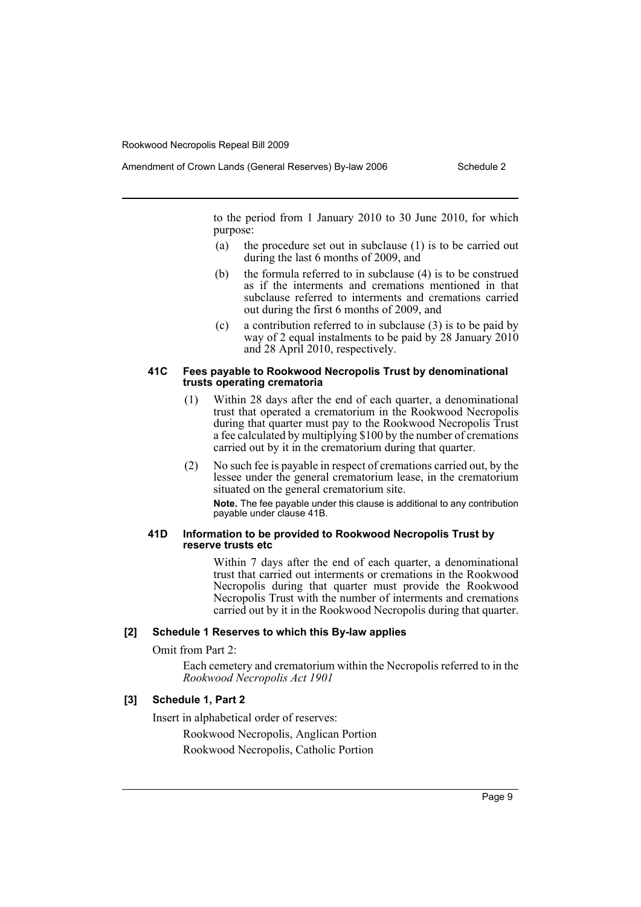to the period from 1 January 2010 to 30 June 2010, for which purpose:

(a) the procedure set out in subclause (1) is to be carried out during the last 6 months of 2009, and

(b) the formula referred to in subclause (4) is to be construed as if the interments and cremations mentioned in that subclause referred to interments and cremations carried out during the first 6 months of 2009, and

(c) a contribution referred to in subclause (3) is to be paid by way of 2 equal instalments to be paid by 28 January 2010 and 28 April 2010, respectively.

#### 41C Fees payable to Rookwood Necropolis Trust by denominational trusts operating crematoria

(1) Within 28 days after the end of each quarter, a denominational trust that operated a crematorium in the Rookwood Necropolis during that quarter must pay to the Rookwood Necropolis Trust a fee calculated by multiplying $100 by the number of cremations carried out by it in the crematorium during that quarter.

(2) No such fee is payable in respect of cremations carried out, by the lessee under the general crematorium lease, in the crematorium situated on the general crematorium site.

**Note.** The fee payable under this clause is additional to any contribution payable under clause 41B.

#### 41D Information to be provided to Rookwood Necropolis Trust by reserve trusts etc

Within 7 days after the end of each quarter, a denominational trust that carried out interments or cremations in the Rookwood Necropolis during that quarter must provide the Rookwood Necropolis Trust with the number of interments and cremations carried out by it in the Rookwood Necropolis during that quarter.

### [2] Schedule 1 Reserves to which this By-law applies

Omit from Part 2:

Each cemetery and crematorium within the Necropolis referred to in the *Rookwood Necropolis Act 1901*

### [3] Schedule 1, Part 2

Insert in alphabetical order of reserves:

Rookwood Necropolis, Anglican Portion

Rookwood Necropolis, Catholic Portion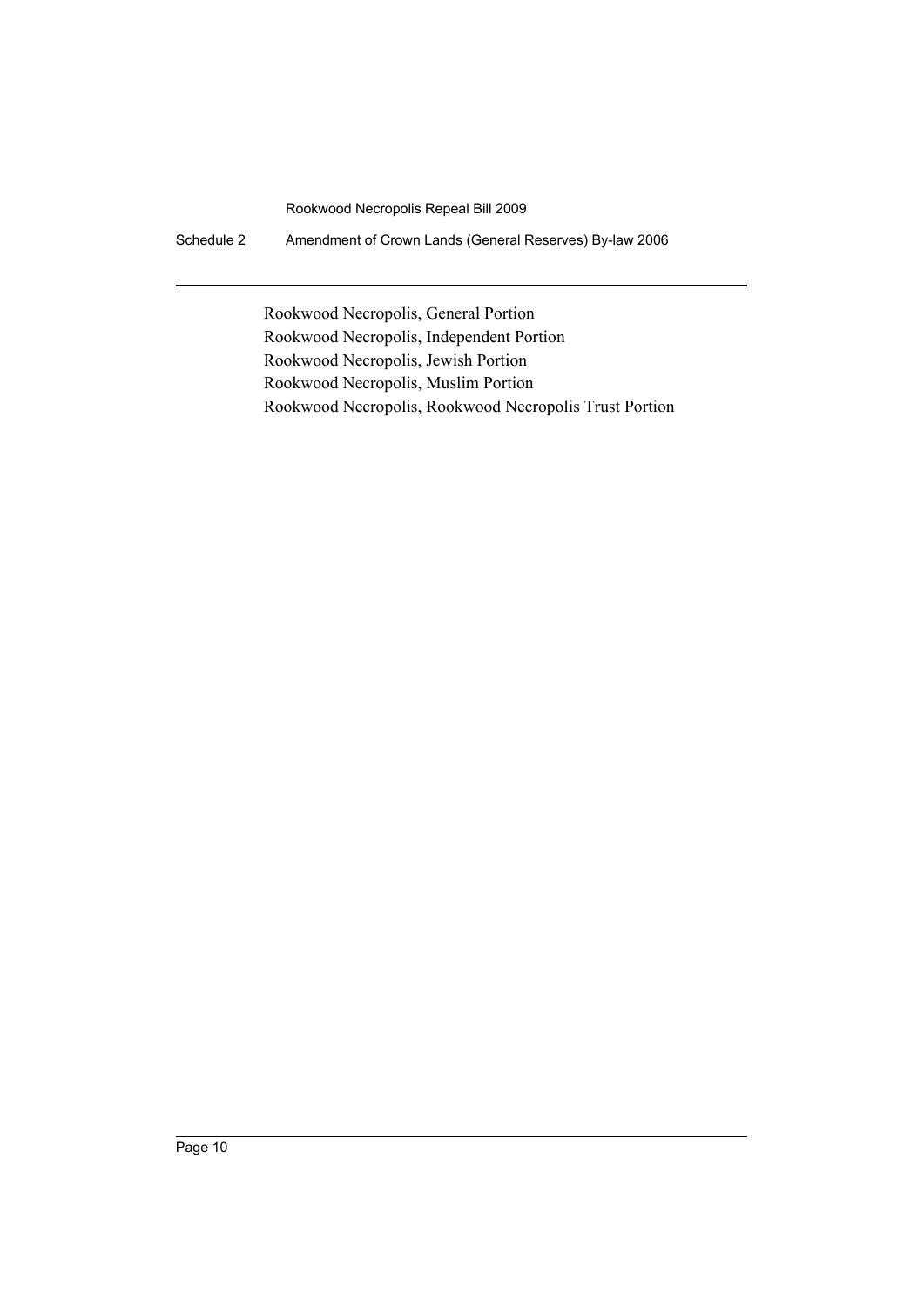Rookwood Necropolis, General Portion

Rookwood Necropolis, Independent Portion

Rookwood Necropolis, Jewish Portion

Rookwood Necropolis, Muslim Portion

Rookwood Necropolis, Rookwood Necropolis Trust Portion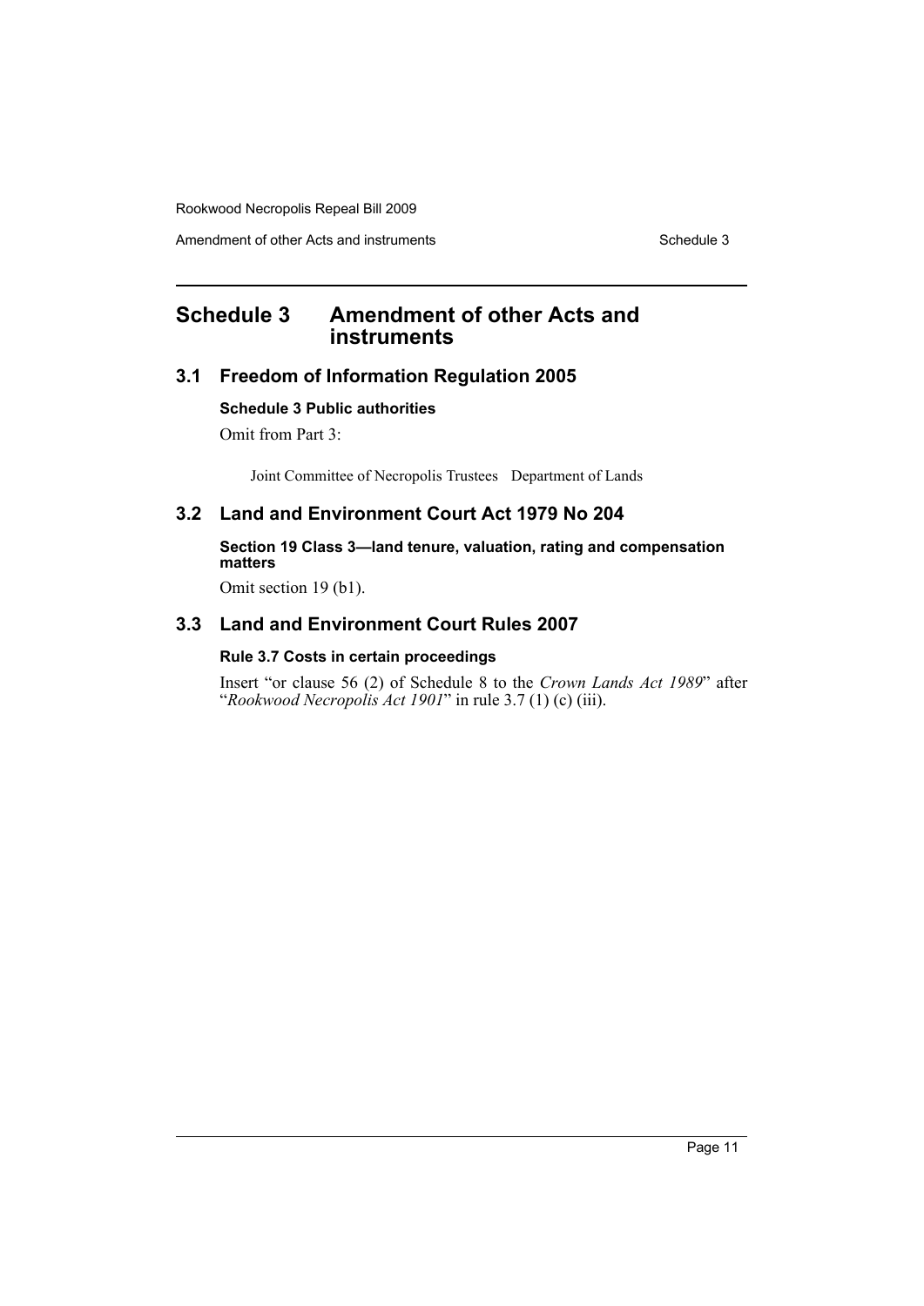# Schedule 3 Amendment of other Acts and instruments

## 3.1 Freedom of Information Regulation 2005

### Schedule 3 Public authorities

Omit from Part 3:

Joint Committee of Necropolis Trustees Department of Lands

## 3.2 Land and Environment Court Act 1979 No 204

### Section 19 Class 3—land tenure, valuation, rating and compensation matters

Omit section 19 (b1).

## 3.3 Land and Environment Court Rules 2007

### Rule 3.7 Costs in certain proceedings

Insert "or clause 56 (2) of Schedule 8 to the *Crown Lands Act 1989*" after "*Rookwood Necropolis Act 1901*" in rule 3.7 (1) (c) (iii).